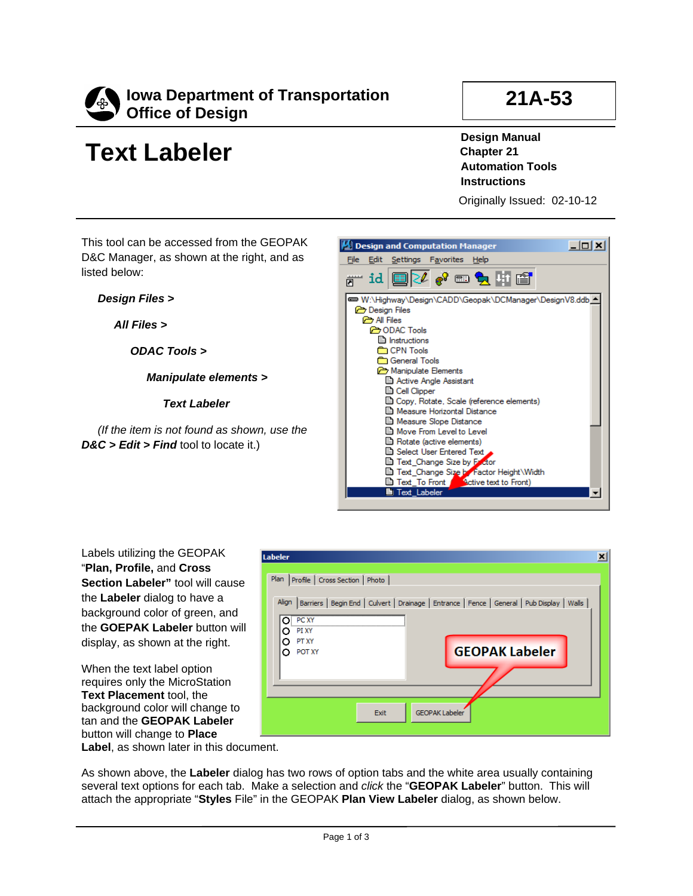# Iowa Department of Transportation
## Office of Design

**21A-53**

# Text Labeler

**Design Manual**
**Chapter 21**
**Automation Tools**
**Instructions**

Originally Issued: 02-10-12

This tool can be accessed from the GEOPAK D&C Manager, as shown at the right, and as listed below:

***Design Files >***

***All Files >***

***ODAC Tools >***

***Manipulate elements >***

***Text Labeler***

*(If the item is not found as shown, use the* ***D&C > Edit > Find*** tool to locate it.)

Labels utilizing the GEOPAK "**Plan, Profile,** and **Cross Section Labeler"** tool will cause the **Labeler** dialog to have a background color of green, and the **GOEPAK Labeler** button will display, as shown at the right.

When the text label option requires only the MicroStation **Text Placement** tool, the background color will change to tan and the **GEOPAK Labeler** button will change to **Place Label**, as shown later in this document.

As shown above, the **Labeler** dialog has two rows of option tabs and the white area usually containing several text options for each tab. Make a selection and *click* the "**GEOPAK Labeler**" button. This will attach the appropriate "**Styles** File" in the GEOPAK **Plan View Labeler** dialog, as shown below.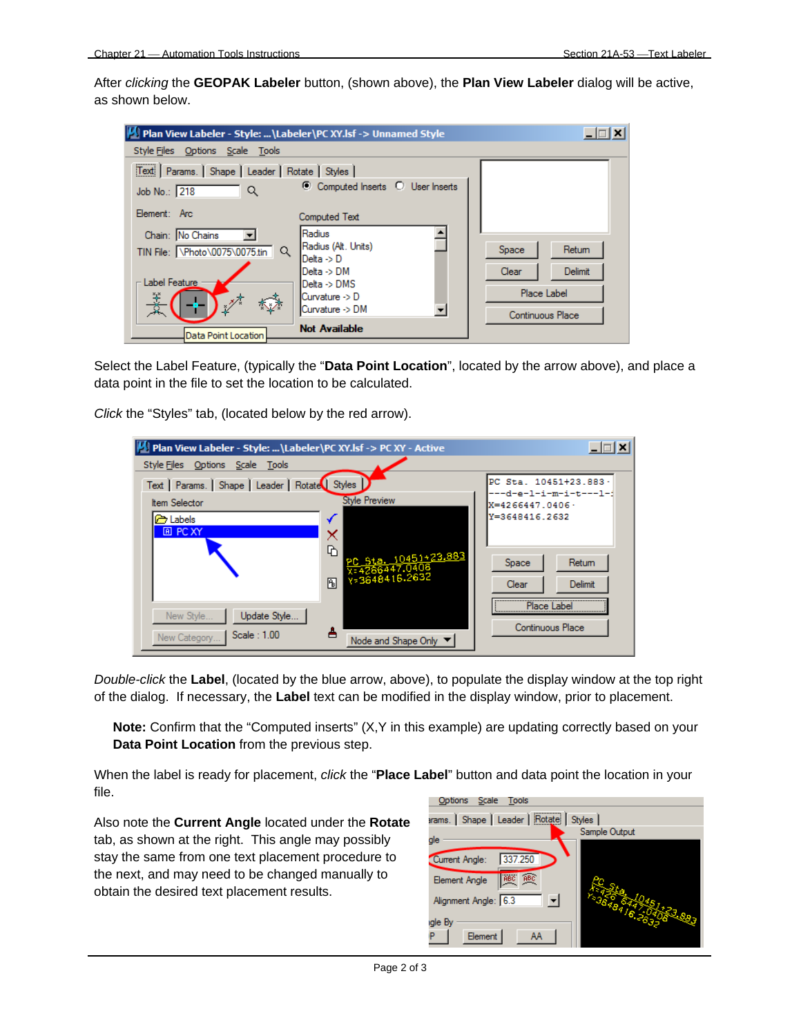After *clicking* the **GEOPAK Labeler** button, (shown above), the **Plan View Labeler** dialog will be active, as shown below.

Select the Label Feature, (typically the "**Data Point Location**", located by the arrow above), and place a data point in the file to set the location to be calculated.

*Click* the "Styles" tab, (located below by the red arrow).

*Double-click* the **Label**, (located by the blue arrow, above), to populate the display window at the top right of the dialog.  If necessary, the **Label** text can be modified in the display window, prior to placement.

> **Note:** Confirm that the "Computed inserts" (X,Y in this example) are updating correctly based on your **Data Point Location** from the previous step.

When the label is ready for placement, *click* the "**Place Label**" button and data point the location in your file.

Also note the **Current Angle** located under the **Rotate** tab, as shown at the right.  This angle may possibly stay the same from one text placement procedure to the next, and may need to be changed manually to obtain the desired text placement results.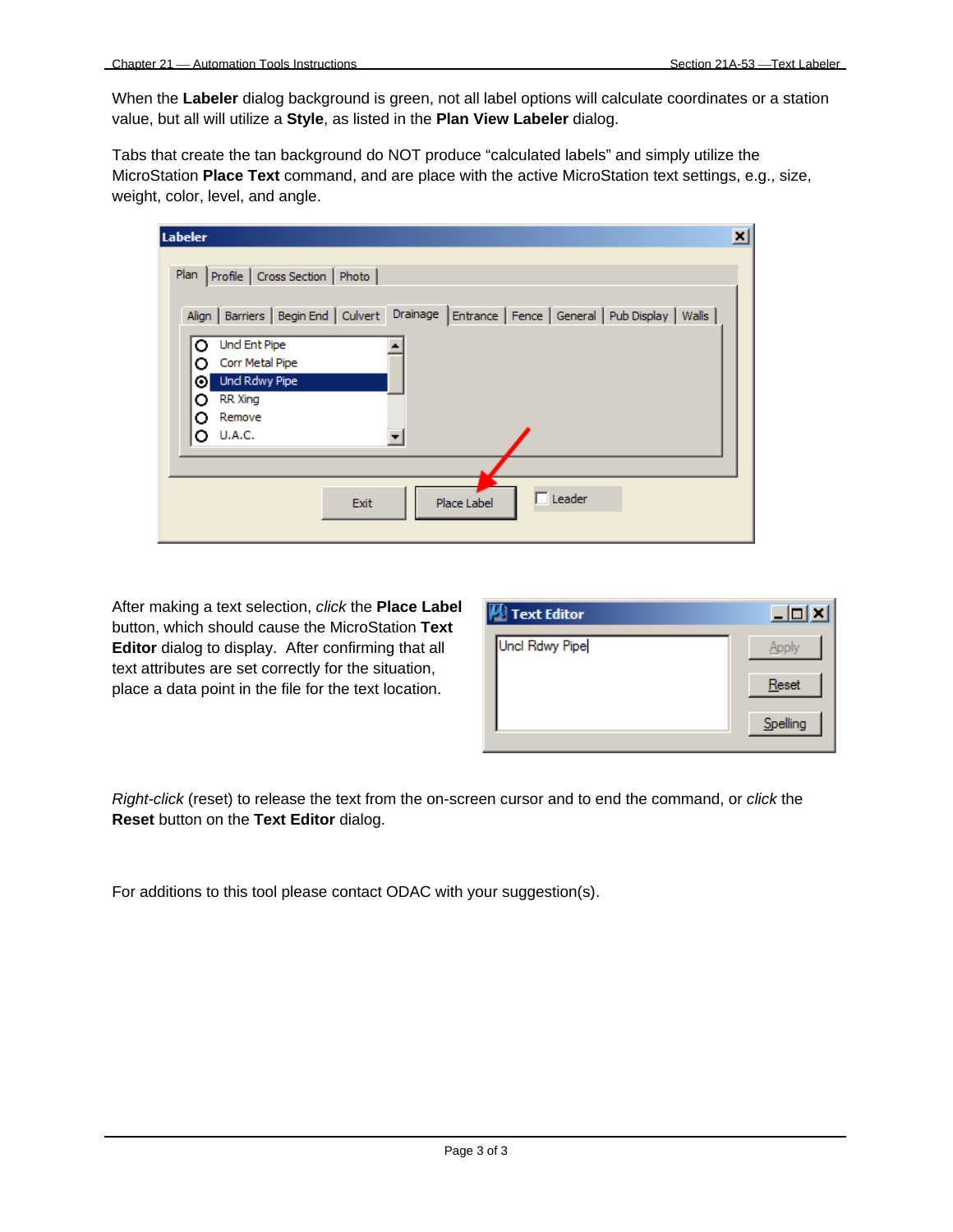When the **Labeler** dialog background is green, not all label options will calculate coordinates or a station value, but all will utilize a **Style**, as listed in the **Plan View Labeler** dialog.

Tabs that create the tan background do NOT produce “calculated labels” and simply utilize the MicroStation **Place Text** command, and are place with the active MicroStation text settings, e.g., size, weight, color, level, and angle.

After making a text selection, *click* the **Place Label** button, which should cause the MicroStation **Text Editor** dialog to display. After confirming that all text attributes are set correctly for the situation, place a data point in the file for the text location.

*Right-click* (reset) to release the text from the on-screen cursor and to end the command, or *click* the **Reset** button on the **Text Editor** dialog.

For additions to this tool please contact ODAC with your suggestion(s).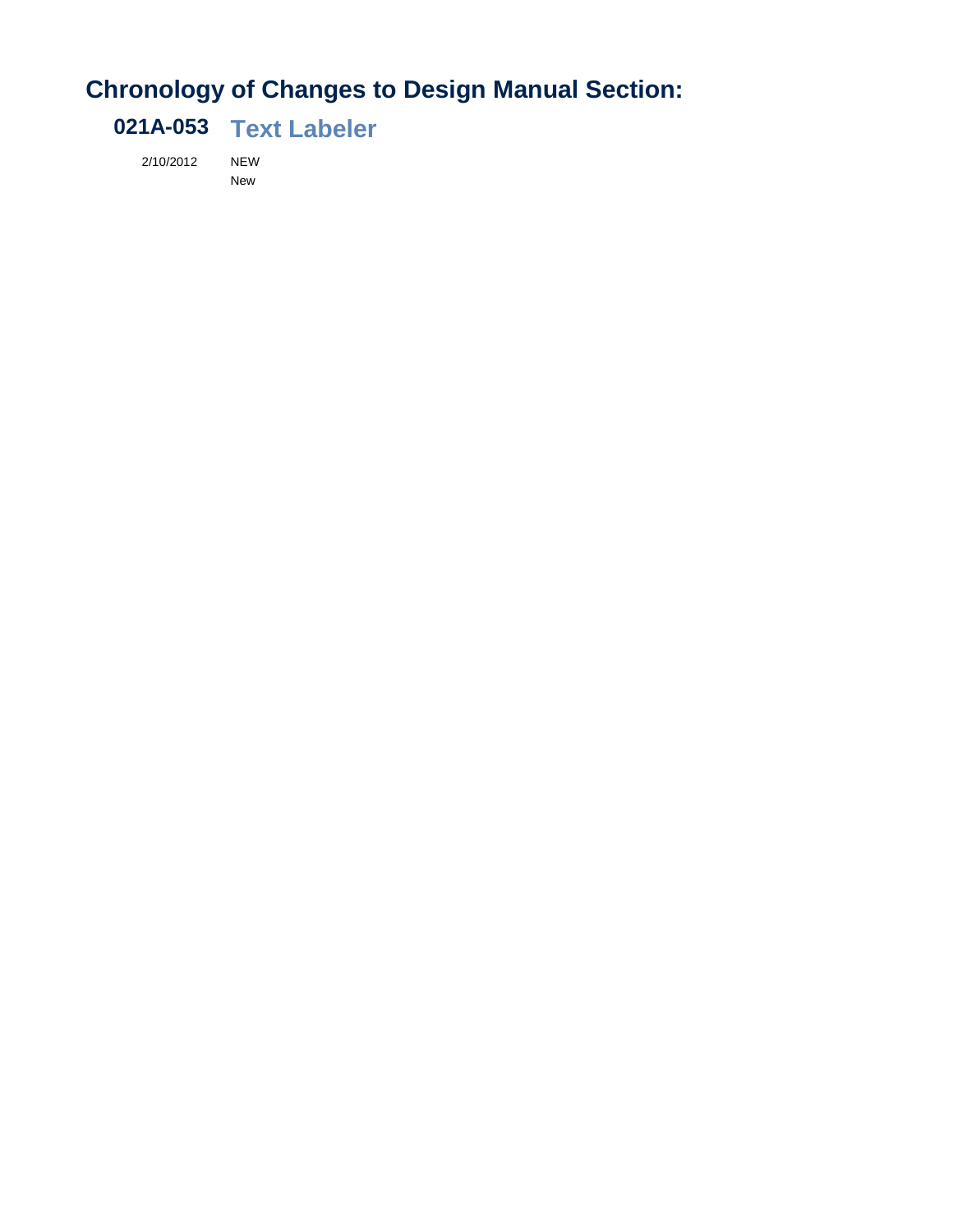# Chronology of Changes to Design Manual Section:

## 021A-053 Text Labeler

2/10/2012 NEW

New